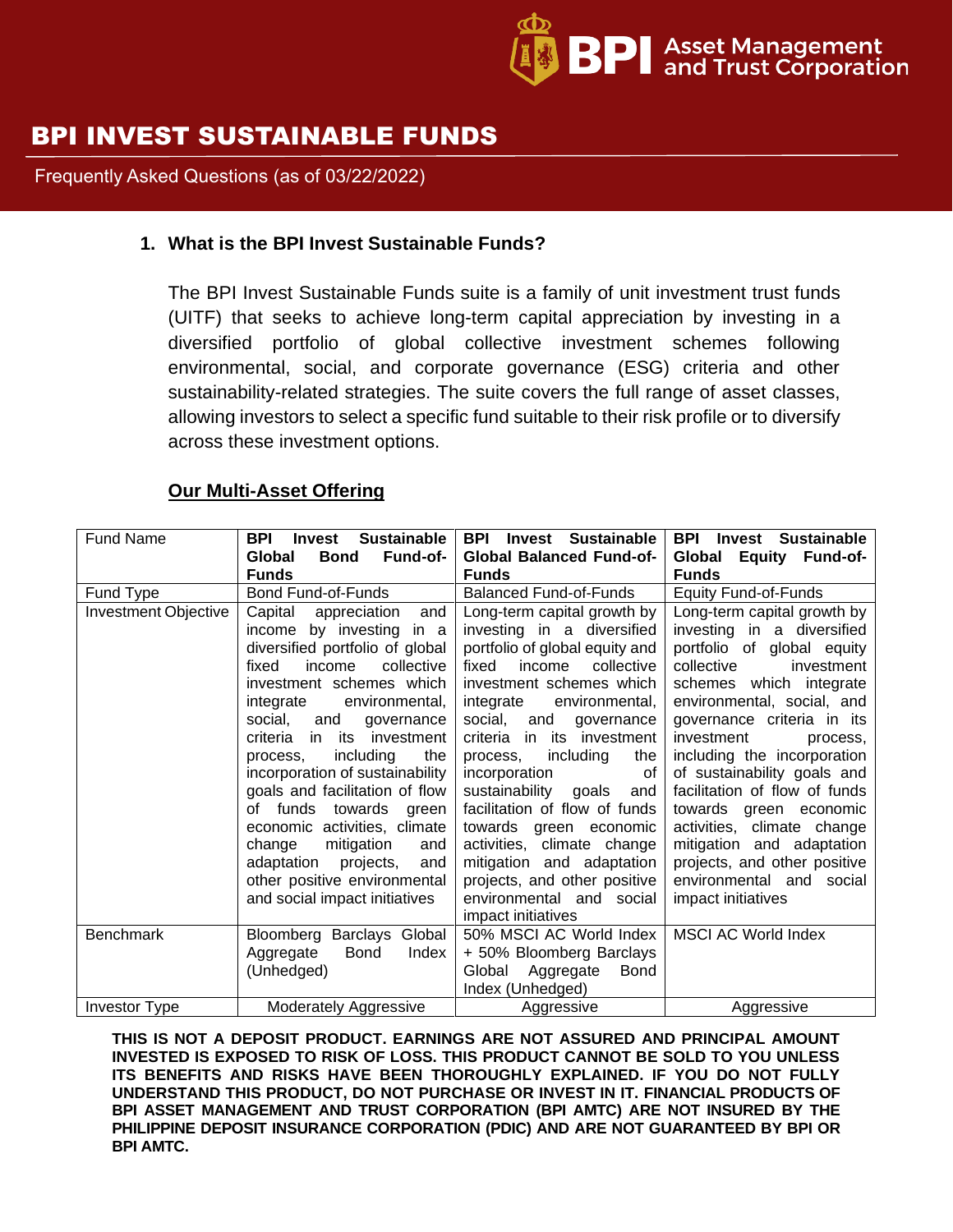# BPI INVEST SUSTAINABLE FUNDS

Frequently Asked Questions (as of 03/22/2022)

**1. What is the BPI Invest Sustainable Funds?**

The BPI Invest Sustainable Funds suite is a family of unit investment trust funds (UITF) that seeks to achieve long-term capital appreciation by investing in a diversified portfolio of global collective investment schemes following environmental, social, and corporate governance (ESG) criteria and other sustainability-related strategies. The suite covers the full range of asset classes, allowing investors to select a specific fund suitable to their risk profile or to diversify across these investment options.

**Our Multi-Asset Offering**

| Fund Name | **BPI Invest Sustainable Global Bond Fund-of-Funds** | **BPI Invest Sustainable Global Balanced Fund-of-Funds** | **BPI Invest Sustainable Global Equity Fund-of-Funds** |
|---|---|---|---|
| Fund Type | Bond Fund-of-Funds | Balanced Fund-of-Funds | Equity Fund-of-Funds |
| Investment Objective | Capital appreciation and income by investing in a diversified portfolio of global fixed income collective investment schemes which integrate environmental, social, and governance criteria in its investment process, including the incorporation of sustainability goals and facilitation of flow of funds towards green economic activities, climate change mitigation and adaptation projects, and other positive environmental and social impact initiatives | Long-term capital growth by investing in a diversified portfolio of global equity and fixed income collective investment schemes which integrate environmental, social, and governance criteria in its investment process, including the incorporation of sustainability goals and facilitation of flow of funds towards green economic activities, climate change mitigation and adaptation projects, and other positive environmental and social impact initiatives | Long-term capital growth by investing in a diversified portfolio of global equity collective investment schemes which integrate environmental, social, and governance criteria in its investment process, including the incorporation of sustainability goals and facilitation of flow of funds towards green economic activities, climate change mitigation and adaptation projects, and other positive environmental and social impact initiatives |
| Benchmark | Bloomberg Barclays Global Aggregate Bond Index (Unhedged) | 50% MSCI AC World Index + 50% Bloomberg Barclays Global Aggregate Bond Index (Unhedged) | MSCI AC World Index |
| Investor Type | Moderately Aggressive | Aggressive | Aggressive |

**THIS IS NOT A DEPOSIT PRODUCT. EARNINGS ARE NOT ASSURED AND PRINCIPAL AMOUNT INVESTED IS EXPOSED TO RISK OF LOSS. THIS PRODUCT CANNOT BE SOLD TO YOU UNLESS ITS BENEFITS AND RISKS HAVE BEEN THOROUGHLY EXPLAINED. IF YOU DO NOT FULLY UNDERSTAND THIS PRODUCT, DO NOT PURCHASE OR INVEST IN IT. FINANCIAL PRODUCTS OF BPI ASSET MANAGEMENT AND TRUST CORPORATION (BPI AMTC) ARE NOT INSURED BY THE PHILIPPINE DEPOSIT INSURANCE CORPORATION (PDIC) AND ARE NOT GUARANTEED BY BPI OR BPI AMTC.**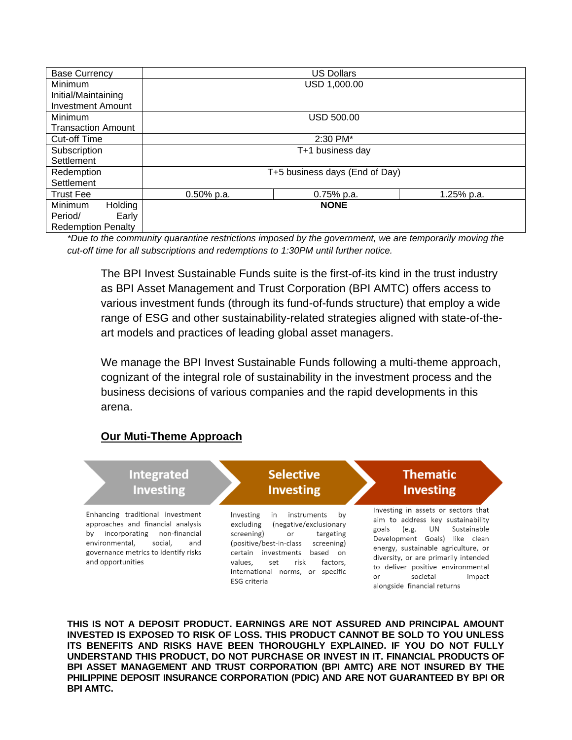| Base Currency | US Dollars | | |
|---|---|---|---|
| Minimum Initial/Maintaining Investment Amount | USD 1,000.00 | | |
| Minimum Transaction Amount | USD 500.00 | | |
| Cut-off Time | 2:30 PM* | | |
| Subscription Settlement | T+1 business day | | |
| Redemption Settlement | T+5 business days (End of Day) | | |
| Trust Fee | 0.50% p.a. | 0.75% p.a. | 1.25% p.a. |
| Minimum Holding Period/ Early Redemption Penalty | **NONE** | | |

*\*Due to the community quarantine restrictions imposed by the government, we are temporarily moving the cut-off time for all subscriptions and redemptions to 1:30PM until further notice.*

The BPI Invest Sustainable Funds suite is the first-of-its kind in the trust industry as BPI Asset Management and Trust Corporation (BPI AMTC) offers access to various investment funds (through its fund-of-funds structure) that employ a wide range of ESG and other sustainability-related strategies aligned with state-of-the-art models and practices of leading global asset managers.

We manage the BPI Invest Sustainable Funds following a multi-theme approach, cognizant of the integral role of sustainability in the investment process and the business decisions of various companies and the rapid developments in this arena.

**Our Muti-Theme Approach**

**Integrated Investing**

Enhancing traditional investment approaches and financial analysis by incorporating non-financial environmental, social, and governance metrics to identify risks and opportunities

**Selective Investing**

Investing in instruments by excluding (negative/exclusionary screening) or targeting (positive/best-in-class screening) certain investments based on values, set risk factors, international norms, or specific ESG criteria

**Thematic Investing**

Investing in assets or sectors that aim to address key sustainability goals (e.g. UN Sustainable Development Goals) like clean energy, sustainable agriculture, or diversity, or are primarily intended to deliver positive environmental or societal impact alongside financial returns

**THIS IS NOT A DEPOSIT PRODUCT. EARNINGS ARE NOT ASSURED AND PRINCIPAL AMOUNT INVESTED IS EXPOSED TO RISK OF LOSS. THIS PRODUCT CANNOT BE SOLD TO YOU UNLESS ITS BENEFITS AND RISKS HAVE BEEN THOROUGHLY EXPLAINED. IF YOU DO NOT FULLY UNDERSTAND THIS PRODUCT, DO NOT PURCHASE OR INVEST IN IT. FINANCIAL PRODUCTS OF BPI ASSET MANAGEMENT AND TRUST CORPORATION (BPI AMTC) ARE NOT INSURED BY THE PHILIPPINE DEPOSIT INSURANCE CORPORATION (PDIC) AND ARE NOT GUARANTEED BY BPI OR BPI AMTC.**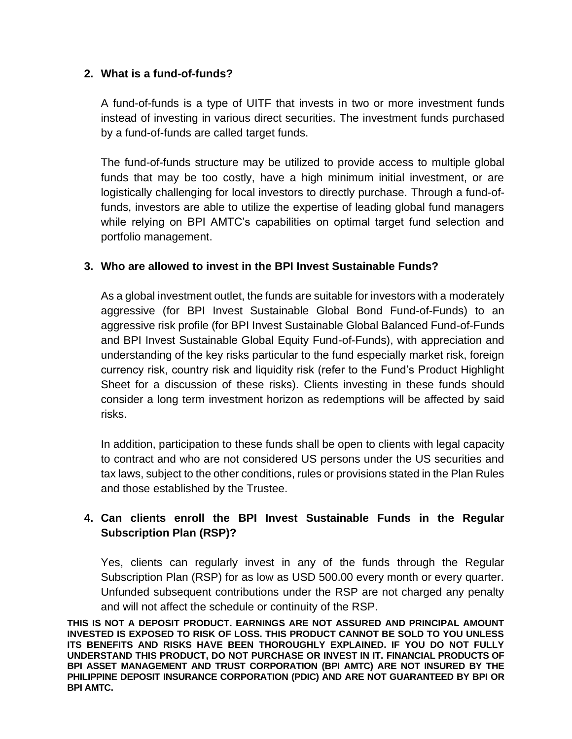2. **What is a fund-of-funds?**

   A fund-of-funds is a type of UITF that invests in two or more investment funds instead of investing in various direct securities. The investment funds purchased by a fund-of-funds are called target funds.

   The fund-of-funds structure may be utilized to provide access to multiple global funds that may be too costly, have a high minimum initial investment, or are logistically challenging for local investors to directly purchase. Through a fund-of-funds, investors are able to utilize the expertise of leading global fund managers while relying on BPI AMTC's capabilities on optimal target fund selection and portfolio management.

3. **Who are allowed to invest in the BPI Invest Sustainable Funds?**

   As a global investment outlet, the funds are suitable for investors with a moderately aggressive (for BPI Invest Sustainable Global Bond Fund-of-Funds) to an aggressive risk profile (for BPI Invest Sustainable Global Balanced Fund-of-Funds and BPI Invest Sustainable Global Equity Fund-of-Funds), with appreciation and understanding of the key risks particular to the fund especially market risk, foreign currency risk, country risk and liquidity risk (refer to the Fund's Product Highlight Sheet for a discussion of these risks). Clients investing in these funds should consider a long term investment horizon as redemptions will be affected by said risks.

   In addition, participation to these funds shall be open to clients with legal capacity to contract and who are not considered US persons under the US securities and tax laws, subject to the other conditions, rules or provisions stated in the Plan Rules and those established by the Trustee.

4. **Can clients enroll the BPI Invest Sustainable Funds in the Regular Subscription Plan (RSP)?**

   Yes, clients can regularly invest in any of the funds through the Regular Subscription Plan (RSP) for as low as USD 500.00 every month or every quarter. Unfunded subsequent contributions under the RSP are not charged any penalty and will not affect the schedule or continuity of the RSP.

**THIS IS NOT A DEPOSIT PRODUCT. EARNINGS ARE NOT ASSURED AND PRINCIPAL AMOUNT INVESTED IS EXPOSED TO RISK OF LOSS. THIS PRODUCT CANNOT BE SOLD TO YOU UNLESS ITS BENEFITS AND RISKS HAVE BEEN THOROUGHLY EXPLAINED. IF YOU DO NOT FULLY UNDERSTAND THIS PRODUCT, DO NOT PURCHASE OR INVEST IN IT. FINANCIAL PRODUCTS OF BPI ASSET MANAGEMENT AND TRUST CORPORATION (BPI AMTC) ARE NOT INSURED BY THE PHILIPPINE DEPOSIT INSURANCE CORPORATION (PDIC) AND ARE NOT GUARANTEED BY BPI OR BPI AMTC.**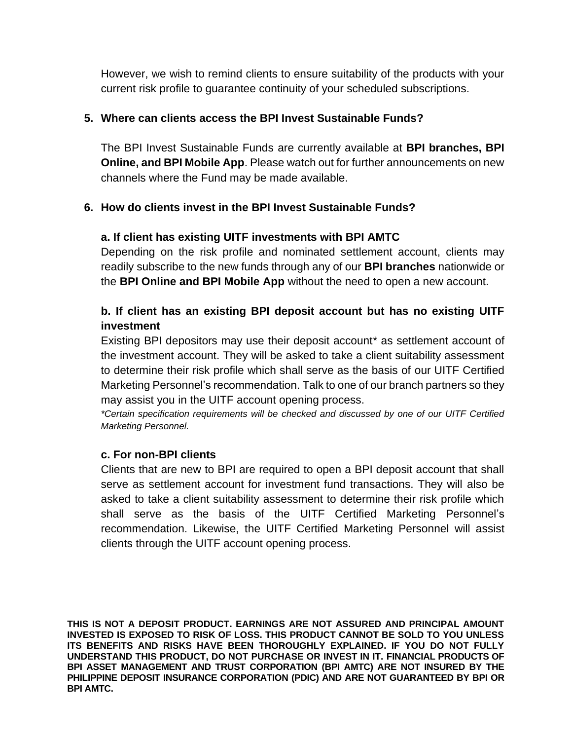However, we wish to remind clients to ensure suitability of the products with your current risk profile to guarantee continuity of your scheduled subscriptions.

5. **Where can clients access the BPI Invest Sustainable Funds?**

   The BPI Invest Sustainable Funds are currently available at **BPI branches, BPI Online, and BPI Mobile App**. Please watch out for further announcements on new channels where the Fund may be made available.

6. **How do clients invest in the BPI Invest Sustainable Funds?**

   **a. If client has existing UITF investments with BPI AMTC**
   Depending on the risk profile and nominated settlement account, clients may readily subscribe to the new funds through any of our **BPI branches** nationwide or the **BPI Online and BPI Mobile App** without the need to open a new account.

   **b. If client has an existing BPI deposit account but has no existing UITF investment**
   Existing BPI depositors may use their deposit account* as settlement account of the investment account. They will be asked to take a client suitability assessment to determine their risk profile which shall serve as the basis of our UITF Certified Marketing Personnel's recommendation. Talk to one of our branch partners so they may assist you in the UITF account opening process.
   *\*Certain specification requirements will be checked and discussed by one of our UITF Certified Marketing Personnel.*

   **c. For non-BPI clients**
   Clients that are new to BPI are required to open a BPI deposit account that shall serve as settlement account for investment fund transactions. They will also be asked to take a client suitability assessment to determine their risk profile which shall serve as the basis of the UITF Certified Marketing Personnel's recommendation. Likewise, the UITF Certified Marketing Personnel will assist clients through the UITF account opening process.

**THIS IS NOT A DEPOSIT PRODUCT. EARNINGS ARE NOT ASSURED AND PRINCIPAL AMOUNT INVESTED IS EXPOSED TO RISK OF LOSS. THIS PRODUCT CANNOT BE SOLD TO YOU UNLESS ITS BENEFITS AND RISKS HAVE BEEN THOROUGHLY EXPLAINED. IF YOU DO NOT FULLY UNDERSTAND THIS PRODUCT, DO NOT PURCHASE OR INVEST IN IT. FINANCIAL PRODUCTS OF BPI ASSET MANAGEMENT AND TRUST CORPORATION (BPI AMTC) ARE NOT INSURED BY THE PHILIPPINE DEPOSIT INSURANCE CORPORATION (PDIC) AND ARE NOT GUARANTEED BY BPI OR BPI AMTC.**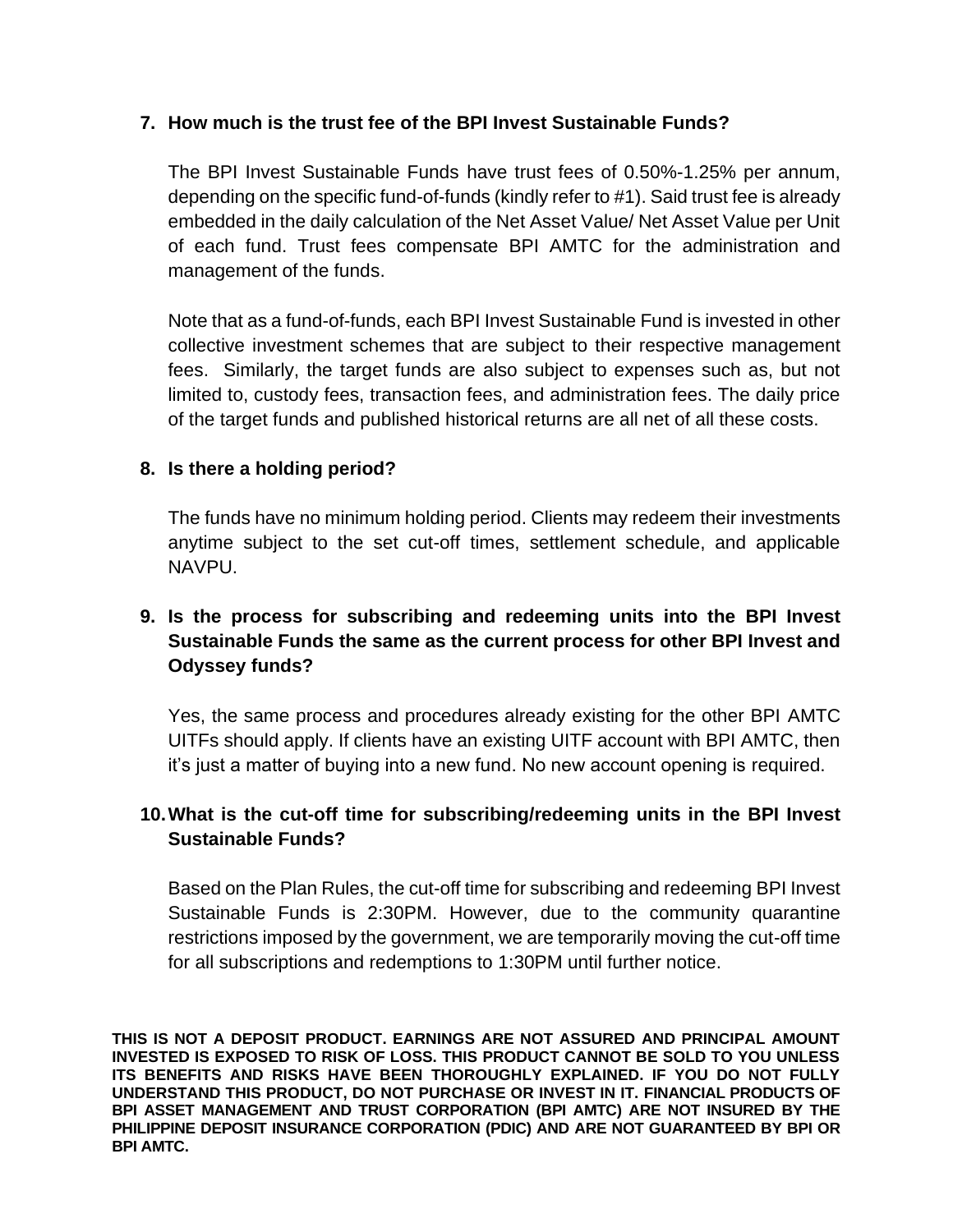**7. How much is the trust fee of the BPI Invest Sustainable Funds?**

The BPI Invest Sustainable Funds have trust fees of 0.50%-1.25% per annum, depending on the specific fund-of-funds (kindly refer to #1). Said trust fee is already embedded in the daily calculation of the Net Asset Value/ Net Asset Value per Unit of each fund. Trust fees compensate BPI AMTC for the administration and management of the funds.

Note that as a fund-of-funds, each BPI Invest Sustainable Fund is invested in other collective investment schemes that are subject to their respective management fees. Similarly, the target funds are also subject to expenses such as, but not limited to, custody fees, transaction fees, and administration fees. The daily price of the target funds and published historical returns are all net of all these costs.

**8. Is there a holding period?**

The funds have no minimum holding period. Clients may redeem their investments anytime subject to the set cut-off times, settlement schedule, and applicable NAVPU.

**9. Is the process for subscribing and redeeming units into the BPI Invest Sustainable Funds the same as the current process for other BPI Invest and Odyssey funds?**

Yes, the same process and procedures already existing for the other BPI AMTC UITFs should apply. If clients have an existing UITF account with BPI AMTC, then it's just a matter of buying into a new fund. No new account opening is required.

**10. What is the cut-off time for subscribing/redeeming units in the BPI Invest Sustainable Funds?**

Based on the Plan Rules, the cut-off time for subscribing and redeeming BPI Invest Sustainable Funds is 2:30PM. However, due to the community quarantine restrictions imposed by the government, we are temporarily moving the cut-off time for all subscriptions and redemptions to 1:30PM until further notice.

**THIS IS NOT A DEPOSIT PRODUCT. EARNINGS ARE NOT ASSURED AND PRINCIPAL AMOUNT INVESTED IS EXPOSED TO RISK OF LOSS. THIS PRODUCT CANNOT BE SOLD TO YOU UNLESS ITS BENEFITS AND RISKS HAVE BEEN THOROUGHLY EXPLAINED. IF YOU DO NOT FULLY UNDERSTAND THIS PRODUCT, DO NOT PURCHASE OR INVEST IN IT. FINANCIAL PRODUCTS OF BPI ASSET MANAGEMENT AND TRUST CORPORATION (BPI AMTC) ARE NOT INSURED BY THE PHILIPPINE DEPOSIT INSURANCE CORPORATION (PDIC) AND ARE NOT GUARANTEED BY BPI OR BPI AMTC.**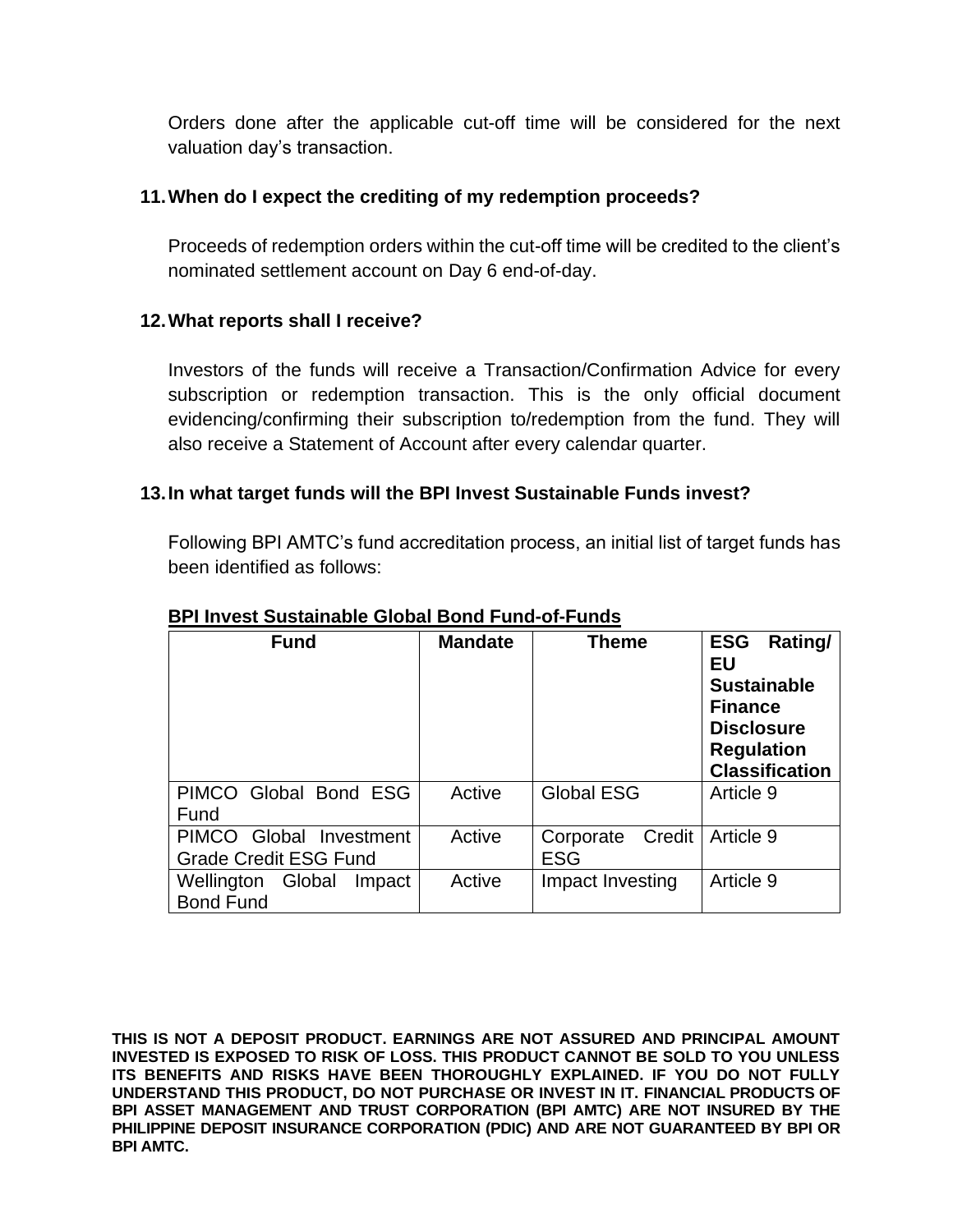Orders done after the applicable cut-off time will be considered for the next valuation day's transaction.

**11. When do I expect the crediting of my redemption proceeds?**

Proceeds of redemption orders within the cut-off time will be credited to the client's nominated settlement account on Day 6 end-of-day.

**12. What reports shall I receive?**

Investors of the funds will receive a Transaction/Confirmation Advice for every subscription or redemption transaction. This is the only official document evidencing/confirming their subscription to/redemption from the fund. They will also receive a Statement of Account after every calendar quarter.

**13. In what target funds will the BPI Invest Sustainable Funds invest?**

Following BPI AMTC's fund accreditation process, an initial list of target funds has been identified as follows:

**BPI Invest Sustainable Global Bond Fund-of-Funds**

| Fund | Mandate | Theme | ESG Rating/ EU Sustainable Finance Disclosure Regulation Classification |
|---|---|---|---|
| PIMCO Global Bond ESG Fund | Active | Global ESG | Article 9 |
| PIMCO Global Investment Grade Credit ESG Fund | Active | Corporate Credit ESG | Article 9 |
| Wellington Global Impact Bond Fund | Active | Impact Investing | Article 9 |

**THIS IS NOT A DEPOSIT PRODUCT. EARNINGS ARE NOT ASSURED AND PRINCIPAL AMOUNT INVESTED IS EXPOSED TO RISK OF LOSS. THIS PRODUCT CANNOT BE SOLD TO YOU UNLESS ITS BENEFITS AND RISKS HAVE BEEN THOROUGHLY EXPLAINED. IF YOU DO NOT FULLY UNDERSTAND THIS PRODUCT, DO NOT PURCHASE OR INVEST IN IT. FINANCIAL PRODUCTS OF BPI ASSET MANAGEMENT AND TRUST CORPORATION (BPI AMTC) ARE NOT INSURED BY THE PHILIPPINE DEPOSIT INSURANCE CORPORATION (PDIC) AND ARE NOT GUARANTEED BY BPI OR BPI AMTC.**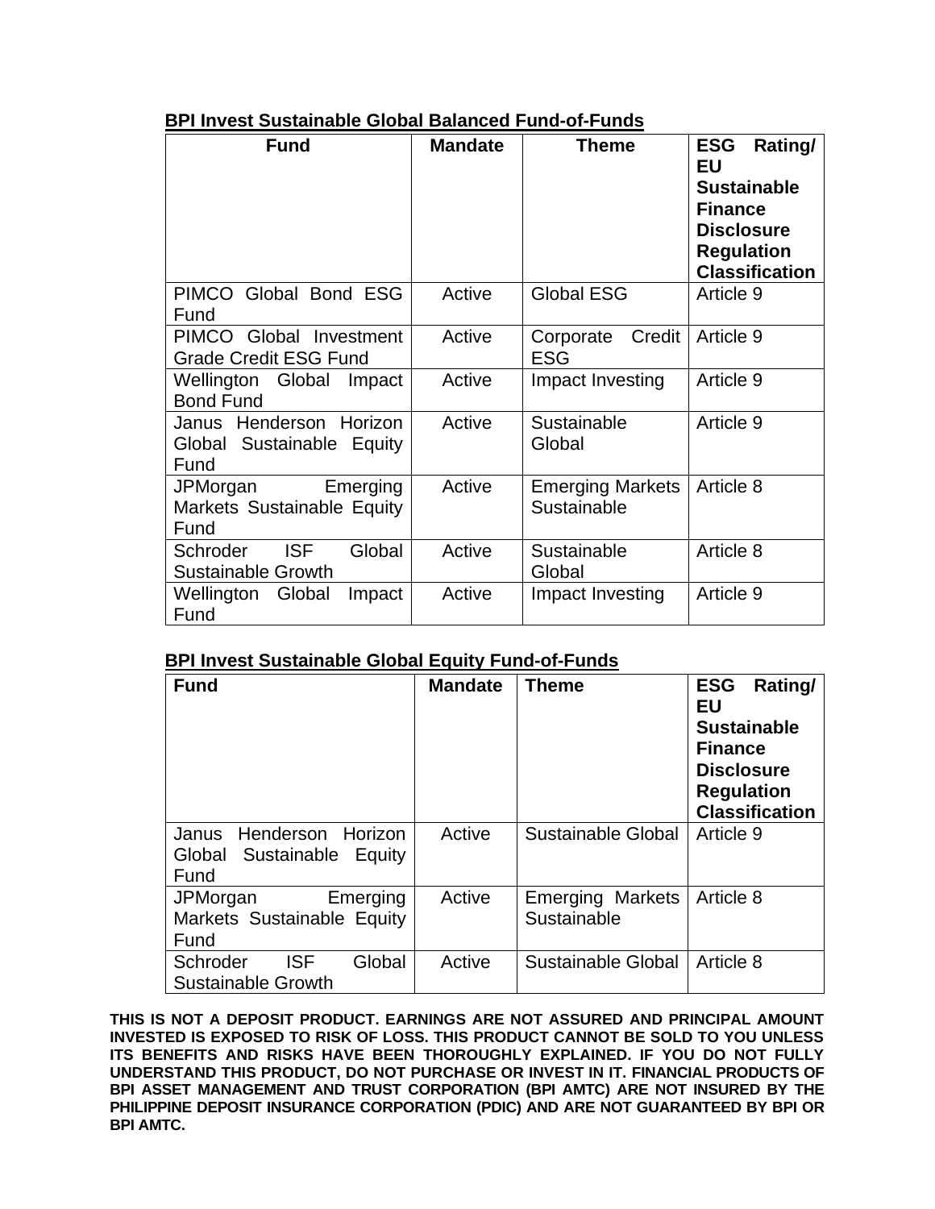**<u>BPI Invest Sustainable Global Balanced Fund-of-Funds</u>**

| Fund | Mandate | Theme | ESG Rating/ EU Sustainable Finance Disclosure Regulation Classification |
|---|---|---|---|
| PIMCO Global Bond ESG Fund | Active | Global ESG | Article 9 |
| PIMCO Global Investment Grade Credit ESG Fund | Active | Corporate Credit ESG | Article 9 |
| Wellington Global Impact Bond Fund | Active | Impact Investing | Article 9 |
| Janus Henderson Horizon Global Sustainable Equity Fund | Active | Sustainable Global | Article 9 |
| JPMorgan Emerging Markets Sustainable Equity Fund | Active | Emerging Markets Sustainable | Article 8 |
| Schroder ISF Global Sustainable Growth | Active | Sustainable Global | Article 8 |
| Wellington Global Impact Fund | Active | Impact Investing | Article 9 |

**<u>BPI Invest Sustainable Global Equity Fund-of-Funds</u>**

| Fund | Mandate | Theme | ESG Rating/ EU Sustainable Finance Disclosure Regulation Classification |
|---|---|---|---|
| Janus Henderson Horizon Global Sustainable Equity Fund | Active | Sustainable Global | Article 9 |
| JPMorgan Emerging Markets Sustainable Equity Fund | Active | Emerging Markets Sustainable | Article 8 |
| Schroder ISF Global Sustainable Growth | Active | Sustainable Global | Article 8 |

**THIS IS NOT A DEPOSIT PRODUCT. EARNINGS ARE NOT ASSURED AND PRINCIPAL AMOUNT INVESTED IS EXPOSED TO RISK OF LOSS. THIS PRODUCT CANNOT BE SOLD TO YOU UNLESS ITS BENEFITS AND RISKS HAVE BEEN THOROUGHLY EXPLAINED. IF YOU DO NOT FULLY UNDERSTAND THIS PRODUCT, DO NOT PURCHASE OR INVEST IN IT. FINANCIAL PRODUCTS OF BPI ASSET MANAGEMENT AND TRUST CORPORATION (BPI AMTC) ARE NOT INSURED BY THE PHILIPPINE DEPOSIT INSURANCE CORPORATION (PDIC) AND ARE NOT GUARANTEED BY BPI OR BPI AMTC.**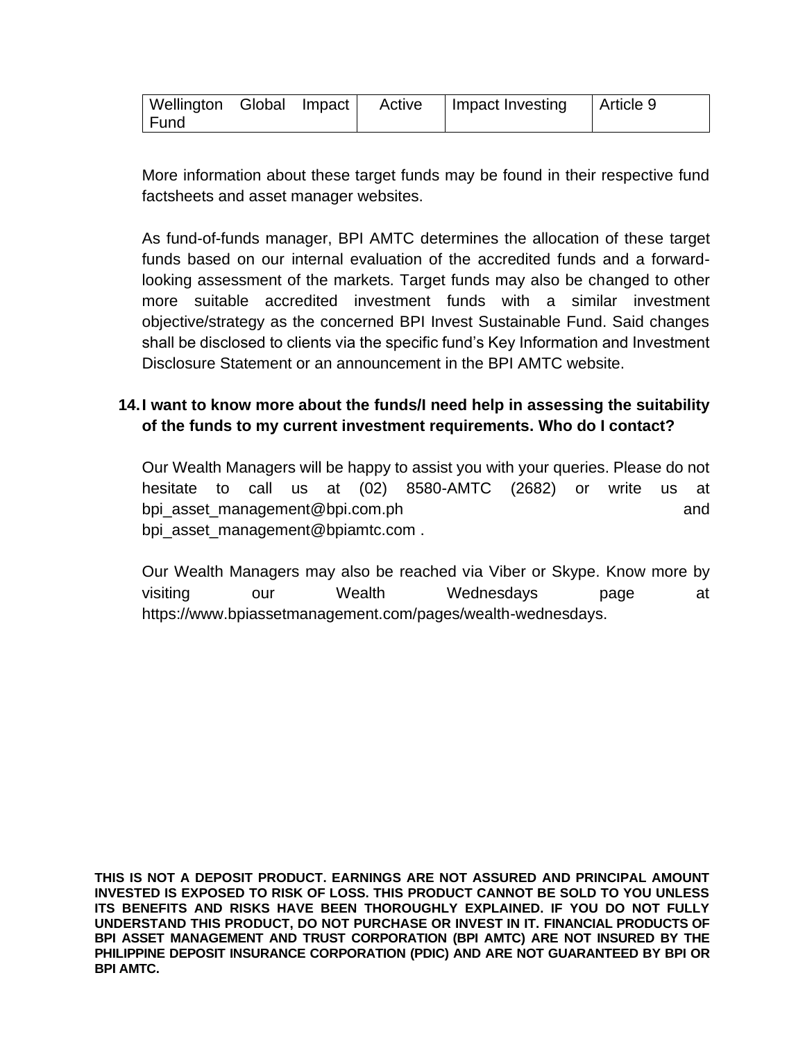| | | | |
|---|---|---|---|
| Wellington Global Impact Fund | Active | Impact Investing | Article 9 |

More information about these target funds may be found in their respective fund factsheets and asset manager websites.

As fund-of-funds manager, BPI AMTC determines the allocation of these target funds based on our internal evaluation of the accredited funds and a forward-looking assessment of the markets. Target funds may also be changed to other more suitable accredited investment funds with a similar investment objective/strategy as the concerned BPI Invest Sustainable Fund. Said changes shall be disclosed to clients via the specific fund's Key Information and Investment Disclosure Statement or an announcement in the BPI AMTC website.

**14. I want to know more about the funds/I need help in assessing the suitability of the funds to my current investment requirements. Who do I contact?**

Our Wealth Managers will be happy to assist you with your queries. Please do not hesitate to call us at (02) 8580-AMTC (2682) or write us at bpi_asset_management@bpi.com.ph and bpi_asset_management@bpiamtc.com .

Our Wealth Managers may also be reached via Viber or Skype. Know more by visiting our Wealth Wednesdays page at https://www.bpiassetmanagement.com/pages/wealth-wednesdays.

**THIS IS NOT A DEPOSIT PRODUCT. EARNINGS ARE NOT ASSURED AND PRINCIPAL AMOUNT INVESTED IS EXPOSED TO RISK OF LOSS. THIS PRODUCT CANNOT BE SOLD TO YOU UNLESS ITS BENEFITS AND RISKS HAVE BEEN THOROUGHLY EXPLAINED. IF YOU DO NOT FULLY UNDERSTAND THIS PRODUCT, DO NOT PURCHASE OR INVEST IN IT. FINANCIAL PRODUCTS OF BPI ASSET MANAGEMENT AND TRUST CORPORATION (BPI AMTC) ARE NOT INSURED BY THE PHILIPPINE DEPOSIT INSURANCE CORPORATION (PDIC) AND ARE NOT GUARANTEED BY BPI OR BPI AMTC.**